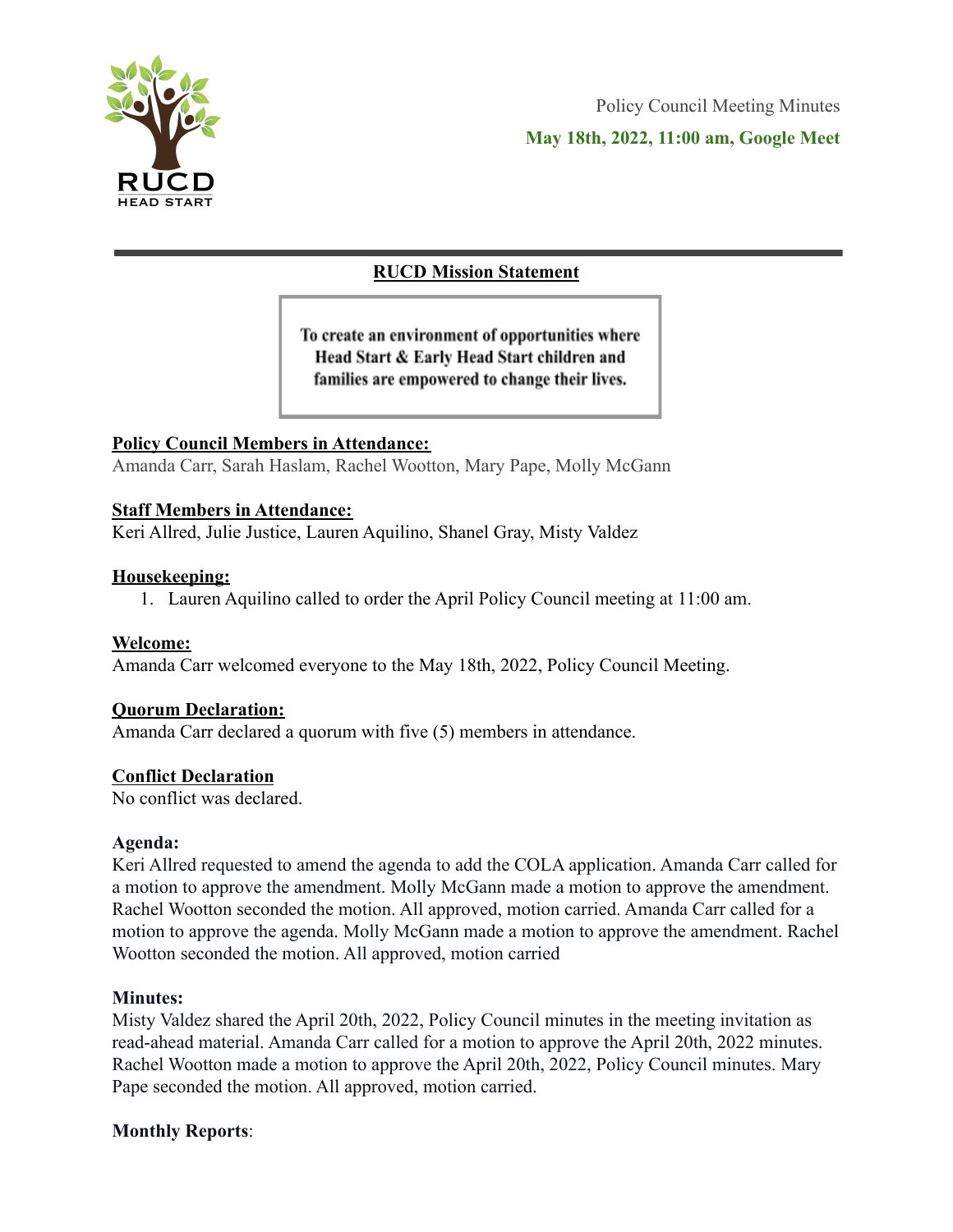RUCD HEAD START

Policy Council Meeting Minutes

**May 18th, 2022, 11:00 am, Google Meet**

---

## RUCD Mission Statement

> **To create an environment of opportunities where Head Start & Early Head Start children and families are empowered to change their lives.**

**Policy Council Members in Attendance:**
Amanda Carr, Sarah Haslam, Rachel Wootton, Mary Pape, Molly McGann

**Staff Members in Attendance:**
Keri Allred, Julie Justice, Lauren Aquilino, Shanel Gray, Misty Valdez

**Housekeeping:**

1. Lauren Aquilino called to order the April Policy Council meeting at 11:00 am.

**Welcome:**
Amanda Carr welcomed everyone to the May 18th, 2022, Policy Council Meeting.

**Quorum Declaration:**
Amanda Carr declared a quorum with five (5) members in attendance.

**Conflict Declaration**
No conflict was declared.

**Agenda:**
Keri Allred requested to amend the agenda to add the COLA application. Amanda Carr called for a motion to approve the amendment. Molly McGann made a motion to approve the amendment. Rachel Wootton seconded the motion. All approved, motion carried. Amanda Carr called for a motion to approve the agenda. Molly McGann made a motion to approve the amendment. Rachel Wootton seconded the motion. All approved, motion carried

**Minutes:**
Misty Valdez shared the April 20th, 2022, Policy Council minutes in the meeting invitation as read-ahead material. Amanda Carr called for a motion to approve the April 20th, 2022 minutes. Rachel Wootton made a motion to approve the April 20th, 2022, Policy Council minutes. Mary Pape seconded the motion. All approved, motion carried.

**Monthly Reports**: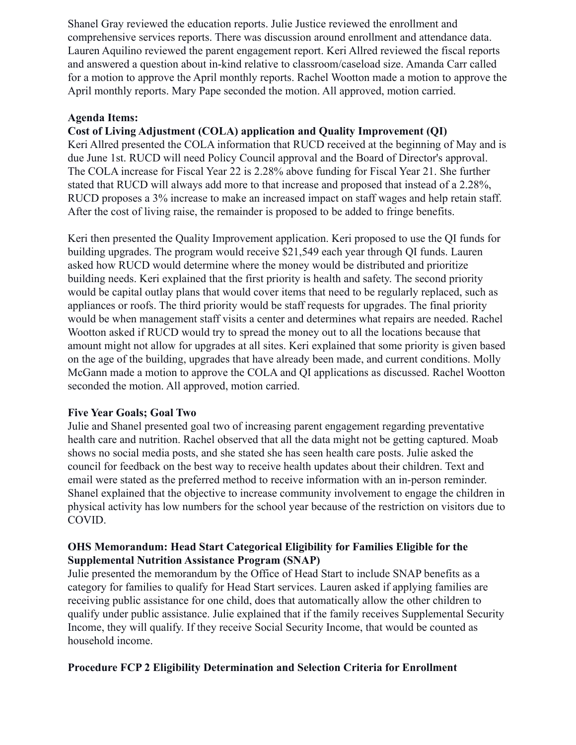Shanel Gray reviewed the education reports. Julie Justice reviewed the enrollment and comprehensive services reports. There was discussion around enrollment and attendance data. Lauren Aquilino reviewed the parent engagement report. Keri Allred reviewed the fiscal reports and answered a question about in-kind relative to classroom/caseload size. Amanda Carr called for a motion to approve the April monthly reports. Rachel Wootton made a motion to approve the April monthly reports. Mary Pape seconded the motion. All approved, motion carried.

**Agenda Items:**

**Cost of Living Adjustment (COLA) application and Quality Improvement (QI)**

Keri Allred presented the COLA information that RUCD received at the beginning of May and is due June 1st. RUCD will need Policy Council approval and the Board of Director's approval. The COLA increase for Fiscal Year 22 is 2.28% above funding for Fiscal Year 21. She further stated that RUCD will always add more to that increase and proposed that instead of a 2.28%, RUCD proposes a 3% increase to make an increased impact on staff wages and help retain staff. After the cost of living raise, the remainder is proposed to be added to fringe benefits.

Keri then presented the Quality Improvement application. Keri proposed to use the QI funds for building upgrades. The program would receive $21,549 each year through QI funds. Lauren asked how RUCD would determine where the money would be distributed and prioritize building needs. Keri explained that the first priority is health and safety. The second priority would be capital outlay plans that would cover items that need to be regularly replaced, such as appliances or roofs. The third priority would be staff requests for upgrades. The final priority would be when management staff visits a center and determines what repairs are needed. Rachel Wootton asked if RUCD would try to spread the money out to all the locations because that amount might not allow for upgrades at all sites. Keri explained that some priority is given based on the age of the building, upgrades that have already been made, and current conditions. Molly McGann made a motion to approve the COLA and QI applications as discussed. Rachel Wootton seconded the motion. All approved, motion carried.

**Five Year Goals; Goal Two**

Julie and Shanel presented goal two of increasing parent engagement regarding preventative health care and nutrition. Rachel observed that all the data might not be getting captured. Moab shows no social media posts, and she stated she has seen health care posts. Julie asked the council for feedback on the best way to receive health updates about their children. Text and email were stated as the preferred method to receive information with an in-person reminder. Shanel explained that the objective to increase community involvement to engage the children in physical activity has low numbers for the school year because of the restriction on visitors due to COVID.

**OHS Memorandum: Head Start Categorical Eligibility for Families Eligible for the Supplemental Nutrition Assistance Program (SNAP)**

Julie presented the memorandum by the Office of Head Start to include SNAP benefits as a category for families to qualify for Head Start services. Lauren asked if applying families are receiving public assistance for one child, does that automatically allow the other children to qualify under public assistance. Julie explained that if the family receives Supplemental Security Income, they will qualify. If they receive Social Security Income, that would be counted as household income.

**Procedure FCP 2 Eligibility Determination and Selection Criteria for Enrollment**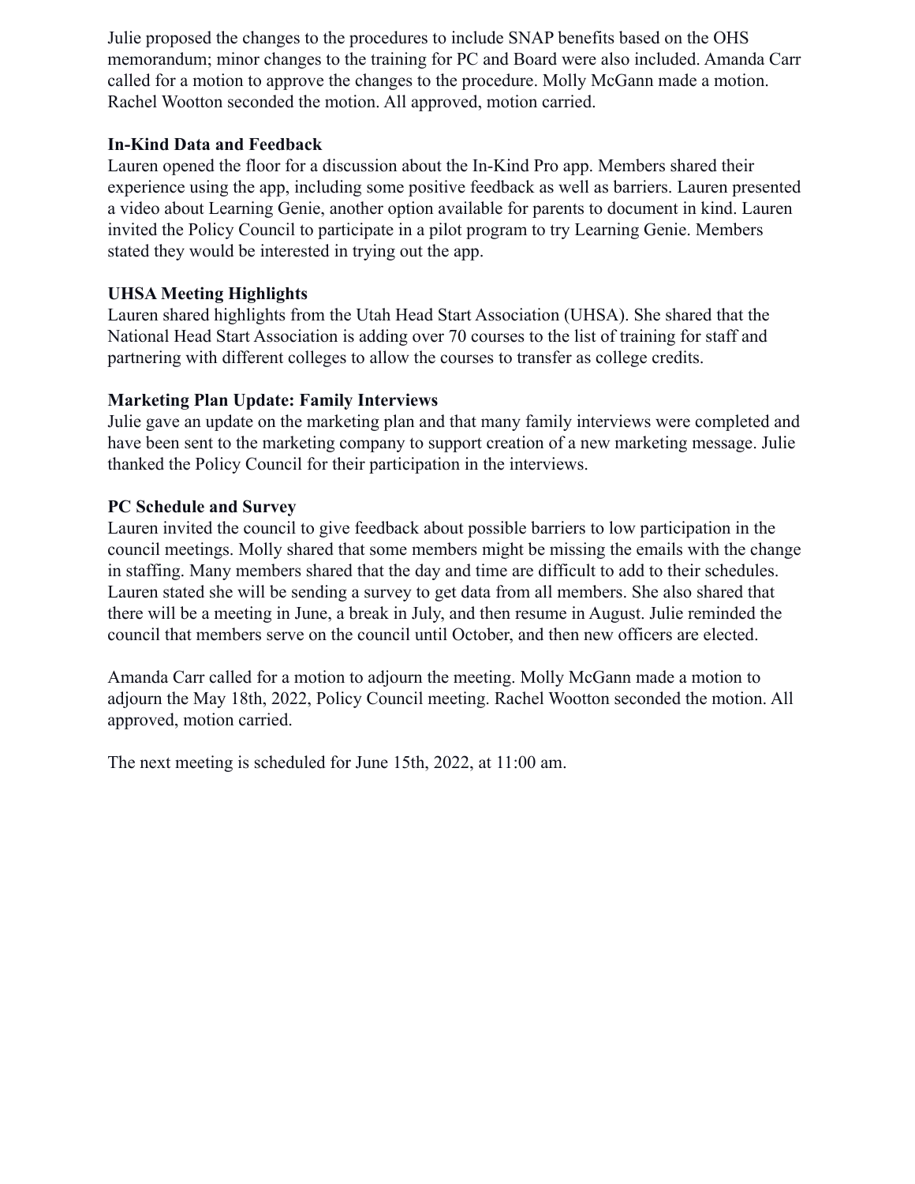Julie proposed the changes to the procedures to include SNAP benefits based on the OHS memorandum; minor changes to the training for PC and Board were also included. Amanda Carr called for a motion to approve the changes to the procedure. Molly McGann made a motion. Rachel Wootton seconded the motion. All approved, motion carried.

**In-Kind Data and Feedback**

Lauren opened the floor for a discussion about the In-Kind Pro app. Members shared their experience using the app, including some positive feedback as well as barriers. Lauren presented a video about Learning Genie, another option available for parents to document in kind. Lauren invited the Policy Council to participate in a pilot program to try Learning Genie. Members stated they would be interested in trying out the app.

**UHSA Meeting Highlights**

Lauren shared highlights from the Utah Head Start Association (UHSA). She shared that the National Head Start Association is adding over 70 courses to the list of training for staff and partnering with different colleges to allow the courses to transfer as college credits.

**Marketing Plan Update: Family Interviews**

Julie gave an update on the marketing plan and that many family interviews were completed and have been sent to the marketing company to support creation of a new marketing message. Julie thanked the Policy Council for their participation in the interviews.

**PC Schedule and Survey**

Lauren invited the council to give feedback about possible barriers to low participation in the council meetings. Molly shared that some members might be missing the emails with the change in staffing. Many members shared that the day and time are difficult to add to their schedules. Lauren stated she will be sending a survey to get data from all members. She also shared that there will be a meeting in June, a break in July, and then resume in August. Julie reminded the council that members serve on the council until October, and then new officers are elected.

Amanda Carr called for a motion to adjourn the meeting. Molly McGann made a motion to adjourn the May 18th, 2022, Policy Council meeting. Rachel Wootton seconded the motion. All approved, motion carried.

The next meeting is scheduled for June 15th, 2022, at 11:00 am.